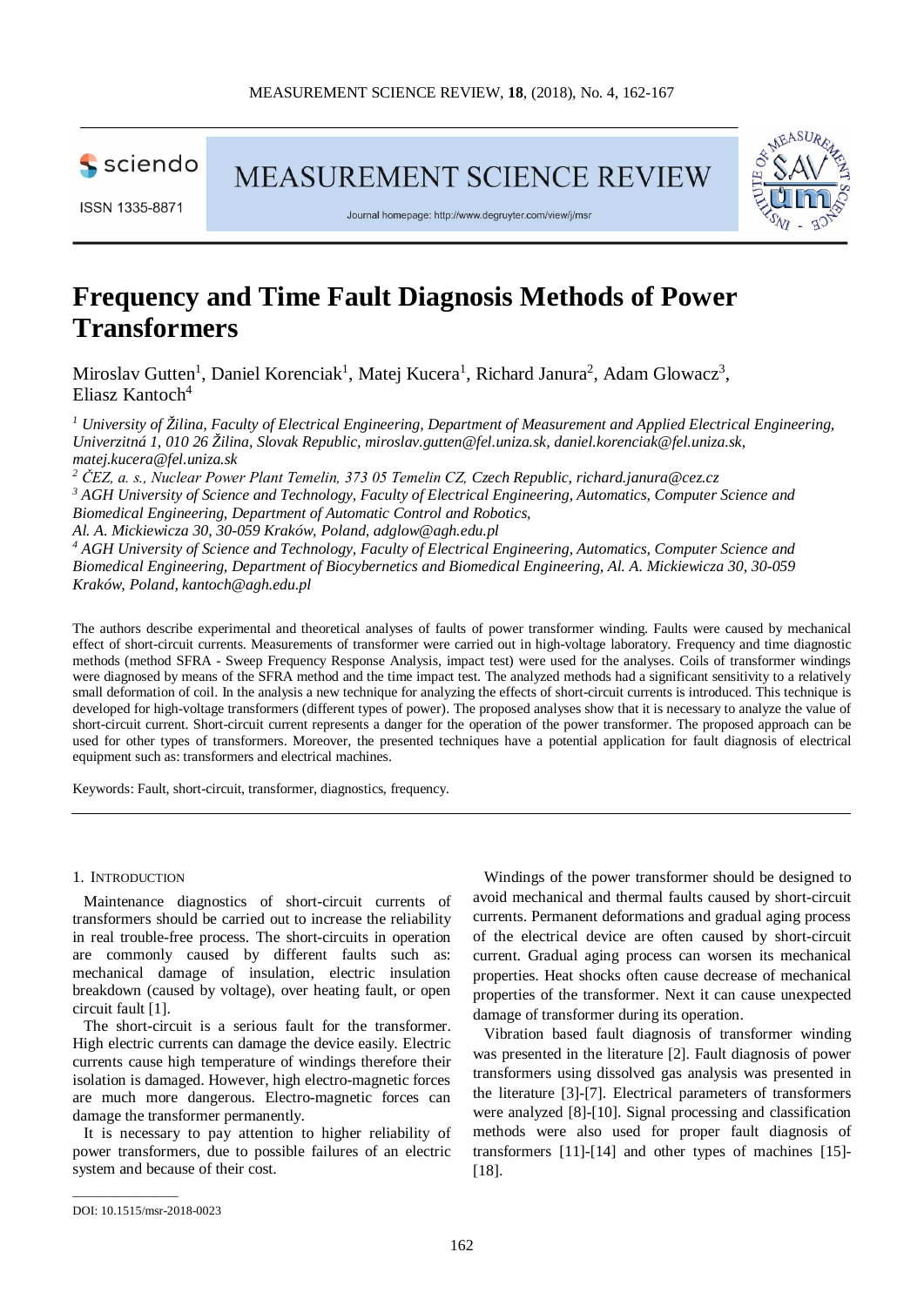# Frequency and Time Fault Diagnosis Methods of Power Transformers

Miroslav Gutten[1], Daniel Korenciak[1], Matej Kucera[1], Richard Janura[2], Adam Glowacz[3], Eliasz Kantoch[4]

[1] *University of Žilina, Faculty of Electrical Engineering, Department of Measurement and Applied Electrical Engineering, Univerzitná 1, 010 26 Žilina, Slovak Republic, miroslav.gutten@fel.uniza.sk, daniel.korenciak@fel.uniza.sk, matej.kucera@fel.uniza.sk*

[2] *ČEZ, a. s., Nuclear Power Plant Temelin, 373 05 Temelin CZ, Czech Republic, richard.janura@cez.cz*

[3] *AGH University of Science and Technology, Faculty of Electrical Engineering, Automatics, Computer Science and Biomedical Engineering, Department of Automatic Control and Robotics, Al. A. Mickiewicza 30, 30-059 Kraków, Poland, adglow@agh.edu.pl*

[4] *AGH University of Science and Technology, Faculty of Electrical Engineering, Automatics, Computer Science and Biomedical Engineering, Department of Biocybernetics and Biomedical Engineering, Al. A. Mickiewicza 30, 30-059 Kraków, Poland, kantoch@agh.edu.pl*

The authors describe experimental and theoretical analyses of faults of power transformer winding. Faults were caused by mechanical effect of short-circuit currents. Measurements of transformer were carried out in high-voltage laboratory. Frequency and time diagnostic methods (method SFRA - Sweep Frequency Response Analysis, impact test) were used for the analyses. Coils of transformer windings were diagnosed by means of the SFRA method and the time impact test. The analyzed methods had a significant sensitivity to a relatively small deformation of coil. In the analysis a new technique for analyzing the effects of short-circuit currents is introduced. This technique is developed for high-voltage transformers (different types of power). The proposed analyses show that it is necessary to analyze the value of short-circuit current. Short-circuit current represents a danger for the operation of the power transformer. The proposed approach can be used for other types of transformers. Moreover, the presented techniques have a potential application for fault diagnosis of electrical equipment such as: transformers and electrical machines.

Keywords: Fault, short-circuit, transformer, diagnostics, frequency.

## 1. Introduction

Maintenance diagnostics of short-circuit currents of transformers should be carried out to increase the reliability in real trouble-free process. The short-circuits in operation are commonly caused by different faults such as: mechanical damage of insulation, electric insulation breakdown (caused by voltage), over heating fault, or open circuit fault [1].

The short-circuit is a serious fault for the transformer. High electric currents can damage the device easily. Electric currents cause high temperature of windings therefore their isolation is damaged. However, high electro-magnetic forces are much more dangerous. Electro-magnetic forces can damage the transformer permanently.

It is necessary to pay attention to higher reliability of power transformers, due to possible failures of an electric system and because of their cost.

Windings of the power transformer should be designed to avoid mechanical and thermal faults caused by short-circuit currents. Permanent deformations and gradual aging process of the electrical device are often caused by short-circuit current. Gradual aging process can worsen its mechanical properties. Heat shocks often cause decrease of mechanical properties of the transformer. Next it can cause unexpected damage of transformer during its operation.

Vibration based fault diagnosis of transformer winding was presented in the literature [2]. Fault diagnosis of power transformers using dissolved gas analysis was presented in the literature [3]-[7]. Electrical parameters of transformers were analyzed [8]-[10]. Signal processing and classification methods were also used for proper fault diagnosis of transformers [11]-[14] and other types of machines [15]-[18].

DOI: 10.1515/msr-2018-0023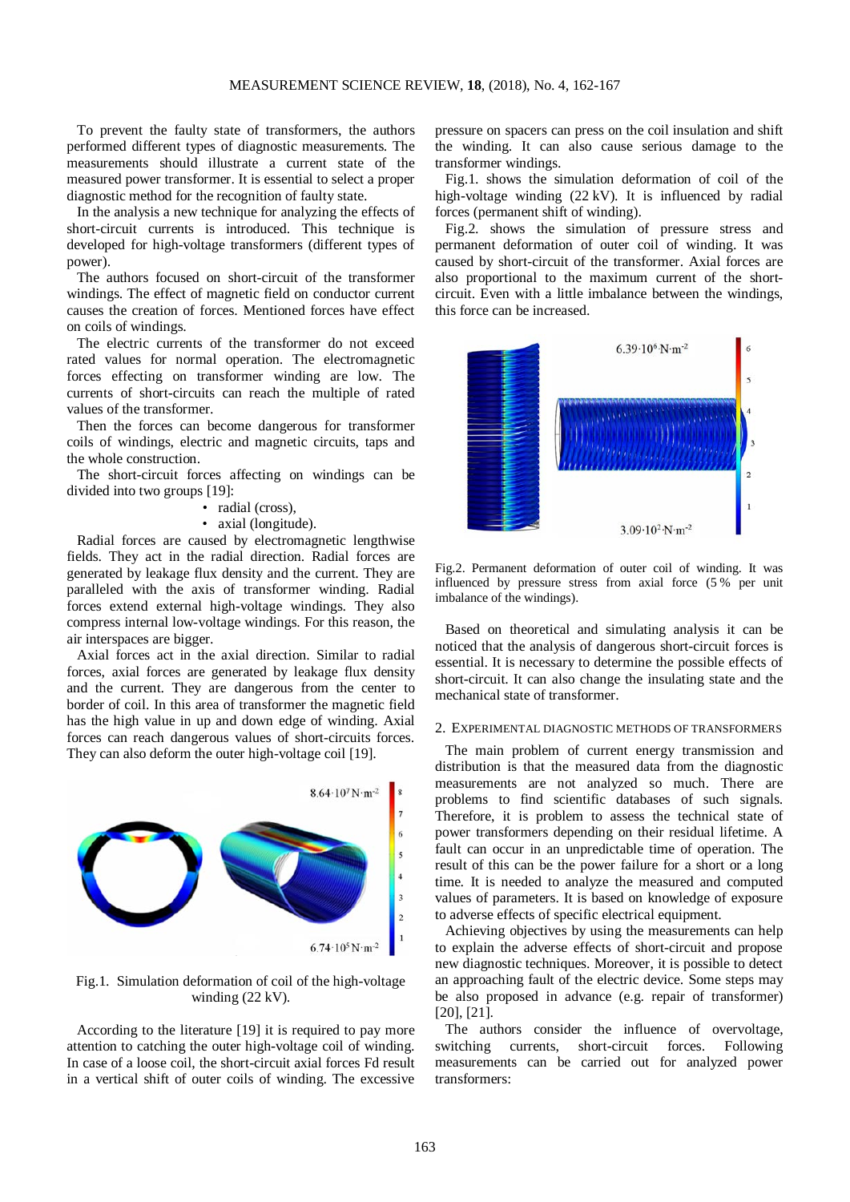To prevent the faulty state of transformers, the authors performed different types of diagnostic measurements. The measurements should illustrate a current state of the measured power transformer. It is essential to select a proper diagnostic method for the recognition of faulty state.

In the analysis a new technique for analyzing the effects of short-circuit currents is introduced. This technique is developed for high-voltage transformers (different types of power).

The authors focused on short-circuit of the transformer windings. The effect of magnetic field on conductor current causes the creation of forces. Mentioned forces have effect on coils of windings.

The electric currents of the transformer do not exceed rated values for normal operation. The electromagnetic forces effecting on transformer winding are low. The currents of short-circuits can reach the multiple of rated values of the transformer.

Then the forces can become dangerous for transformer coils of windings, electric and magnetic circuits, taps and the whole construction.

The short-circuit forces affecting on windings can be divided into two groups [19]:

- radial (cross),
- axial (longitude).

Radial forces are caused by electromagnetic lengthwise fields. They act in the radial direction. Radial forces are generated by leakage flux density and the current. They are paralleled with the axis of transformer winding. Radial forces extend external high-voltage windings. They also compress internal low-voltage windings. For this reason, the air interspaces are bigger.

Axial forces act in the axial direction. Similar to radial forces, axial forces are generated by leakage flux density and the current. They are dangerous from the center to border of coil. In this area of transformer the magnetic field has the high value in up and down edge of winding. Axial forces can reach dangerous values of short-circuits forces. They can also deform the outer high-voltage coil [19].

Fig.1. Simulation deformation of coil of the high-voltage winding (22 kV).

According to the literature [19] it is required to pay more attention to catching the outer high-voltage coil of winding. In case of a loose coil, the short-circuit axial forces Fd result in a vertical shift of outer coils of winding. The excessive pressure on spacers can press on the coil insulation and shift the winding. It can also cause serious damage to the transformer windings.

Fig.1. shows the simulation deformation of coil of the high-voltage winding (22 kV). It is influenced by radial forces (permanent shift of winding).

Fig.2. shows the simulation of pressure stress and permanent deformation of outer coil of winding. It was caused by short-circuit of the transformer. Axial forces are also proportional to the maximum current of the short-circuit. Even with a little imbalance between the windings, this force can be increased.

Fig.2. Permanent deformation of outer coil of winding. It was influenced by pressure stress from axial force (5 % per unit imbalance of the windings).

Based on theoretical and simulating analysis it can be noticed that the analysis of dangerous short-circuit forces is essential. It is necessary to determine the possible effects of short-circuit. It can also change the insulating state and the mechanical state of transformer.

## 2. Experimental diagnostic methods of transformers

The main problem of current energy transmission and distribution is that the measured data from the diagnostic measurements are not analyzed so much. There are problems to find scientific databases of such signals. Therefore, it is problem to assess the technical state of power transformers depending on their residual lifetime. A fault can occur in an unpredictable time of operation. The result of this can be the power failure for a short or a long time. It is needed to analyze the measured and computed values of parameters. It is based on knowledge of exposure to adverse effects of specific electrical equipment.

Achieving objectives by using the measurements can help to explain the adverse effects of short-circuit and propose new diagnostic techniques. Moreover, it is possible to detect an approaching fault of the electric device. Some steps may be also proposed in advance (e.g. repair of transformer) [20], [21].

The authors consider the influence of overvoltage, switching currents, short-circuit forces. Following measurements can be carried out for analyzed power transformers: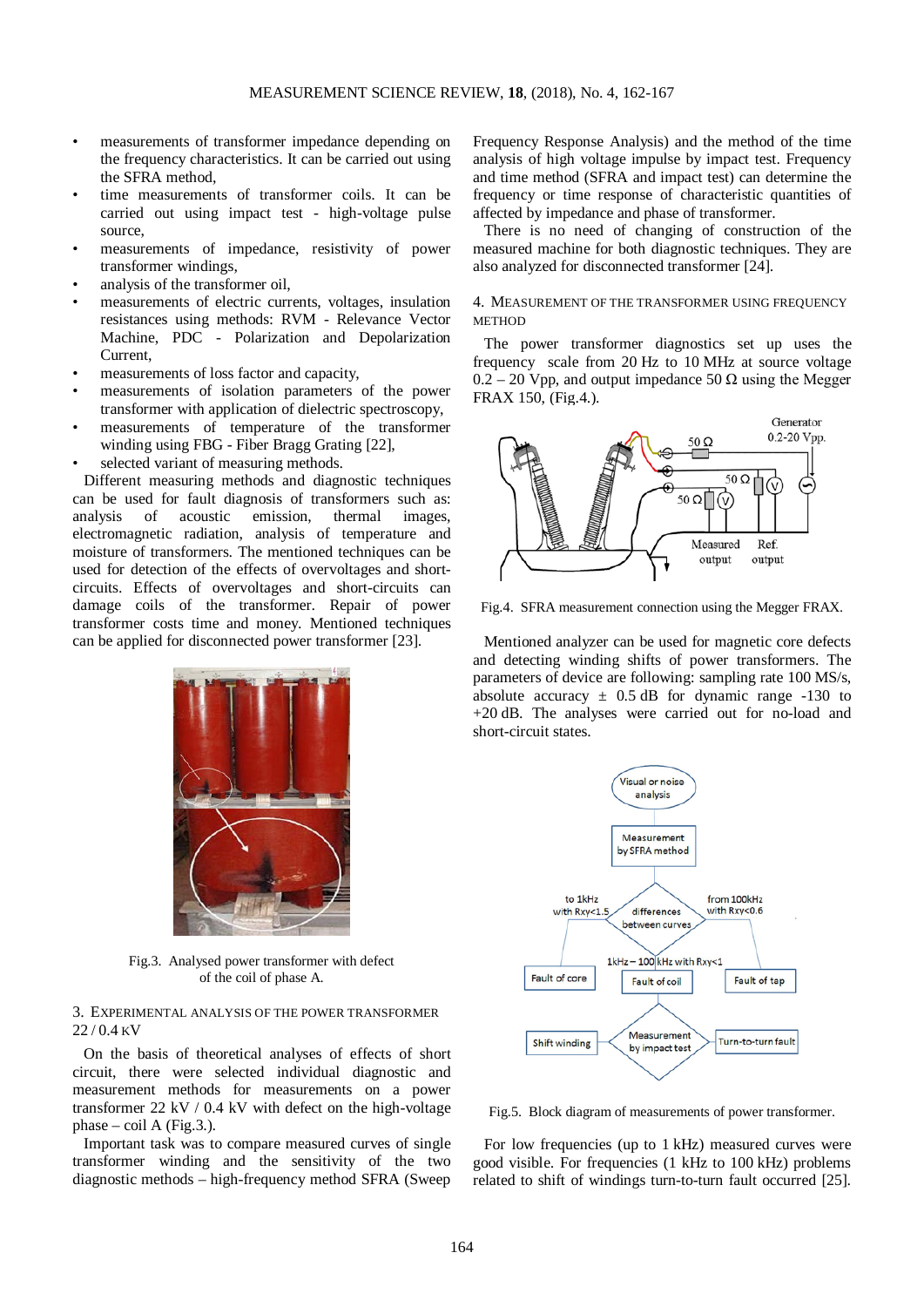- measurements of transformer impedance depending on the frequency characteristics. It can be carried out using the SFRA method,
- time measurements of transformer coils. It can be carried out using impact test - high-voltage pulse source,
- measurements of impedance, resistivity of power transformer windings,
- analysis of the transformer oil,
- measurements of electric currents, voltages, insulation resistances using methods: RVM - Relevance Vector Machine, PDC - Polarization and Depolarization Current,
- measurements of loss factor and capacity,
- measurements of isolation parameters of the power transformer with application of dielectric spectroscopy,
- measurements of temperature of the transformer winding using FBG - Fiber Bragg Grating [22],
- selected variant of measuring methods.

Different measuring methods and diagnostic techniques can be used for fault diagnosis of transformers such as: analysis of acoustic emission, thermal images, electromagnetic radiation, analysis of temperature and moisture of transformers. The mentioned techniques can be used for detection of the effects of overvoltages and short-circuits. Effects of overvoltages and short-circuits can damage coils of the transformer. Repair of power transformer costs time and money. Mentioned techniques can be applied for disconnected power transformer [23].

Fig.3. Analysed power transformer with defect of the coil of phase A.

## 3. Experimental analysis of the power transformer 22 / 0.4 kV

On the basis of theoretical analyses of effects of short circuit, there were selected individual diagnostic and measurement methods for measurements on a power transformer 22 kV / 0.4 kV with defect on the high-voltage phase – coil A (Fig.3.).

Important task was to compare measured curves of single transformer winding and the sensitivity of the two diagnostic methods – high-frequency method SFRA (Sweep Frequency Response Analysis) and the method of the time analysis of high voltage impulse by impact test. Frequency and time method (SFRA and impact test) can determine the frequency or time response of characteristic quantities of affected by impedance and phase of transformer.

There is no need of changing of construction of the measured machine for both diagnostic techniques. They are also analyzed for disconnected transformer [24].

## 4. Measurement of the transformer using frequency method

The power transformer diagnostics set up uses the frequency scale from 20 Hz to 10 MHz at source voltage 0.2 – 20 Vpp, and output impedance 50 Ω using the Megger FRAX 150, (Fig.4.).

Fig.4. SFRA measurement connection using the Megger FRAX.

Mentioned analyzer can be used for magnetic core defects and detecting winding shifts of power transformers. The parameters of device are following: sampling rate 100 MS/s, absolute accuracy ± 0.5 dB for dynamic range -130 to +20 dB. The analyses were carried out for no-load and short-circuit states.

Fig.5. Block diagram of measurements of power transformer.

For low frequencies (up to 1 kHz) measured curves were good visible. For frequencies (1 kHz to 100 kHz) problems related to shift of windings turn-to-turn fault occurred [25].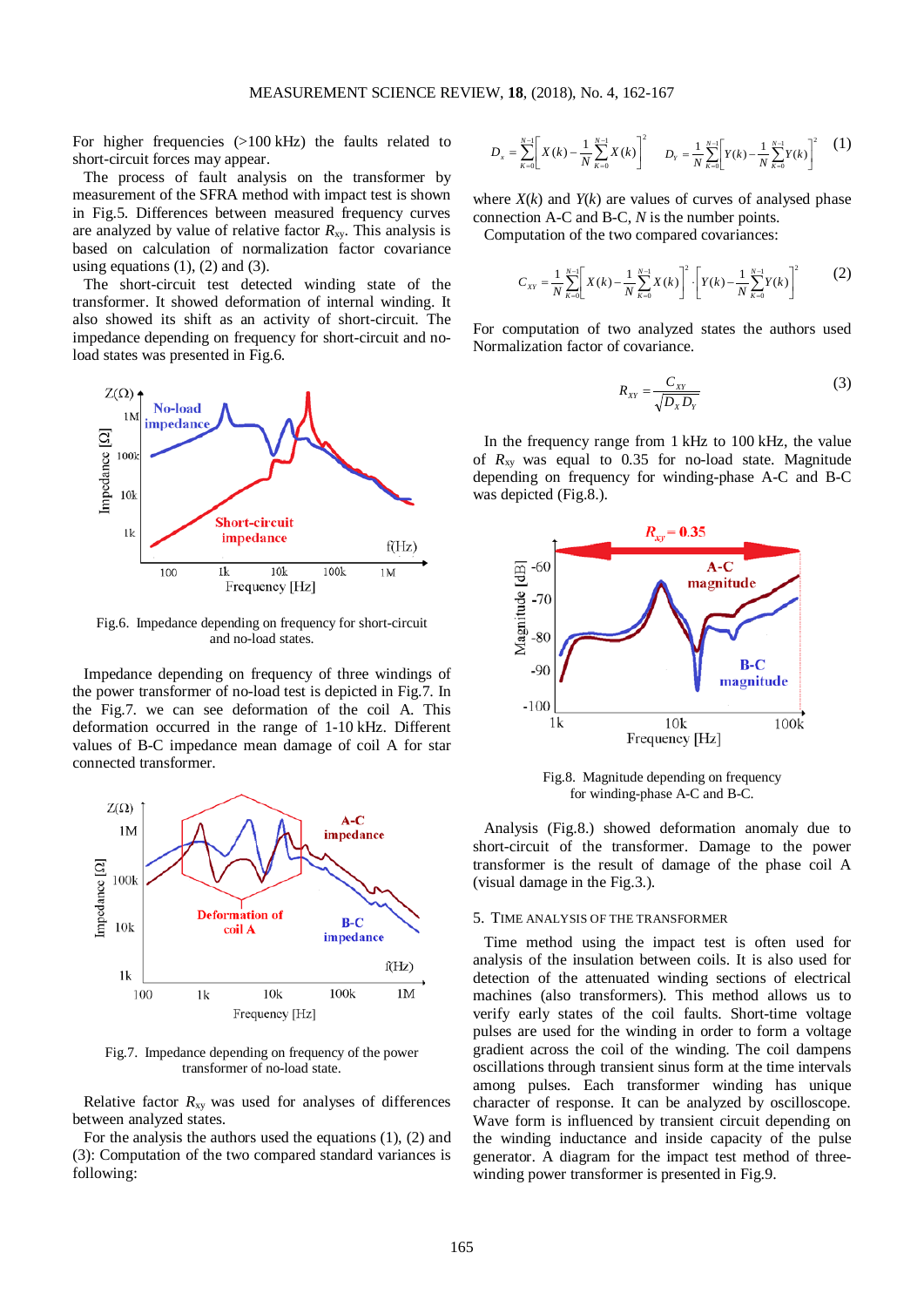For higher frequencies (>100 kHz) the faults related to short-circuit forces may appear.

The process of fault analysis on the transformer by measurement of the SFRA method with impact test is shown in Fig.5. Differences between measured frequency curves are analyzed by value of relative factor $R_{xy}$. This analysis is based on calculation of normalization factor covariance using equations (1), (2) and (3).

The short-circuit test detected winding state of the transformer. It showed deformation of internal winding. It also showed its shift as an activity of short-circuit. The impedance depending on frequency for short-circuit and no-load states was presented in Fig.6.

Fig.6. Impedance depending on frequency for short-circuit and no-load states.

Impedance depending on frequency of three windings of the power transformer of no-load test is depicted in Fig.7. In the Fig.7. we can see deformation of the coil A. This deformation occurred in the range of 1-10 kHz. Different values of B-C impedance mean damage of coil A for star connected transformer.

Fig.7. Impedance depending on frequency of the power transformer of no-load state.

Relative factor $R_{xy}$ was used for analyses of differences between analyzed states.

For the analysis the authors used the equations (1), (2) and (3): Computation of the two compared standard variances is following:

$$D_x = \sum_{K=0}^{N-1}\left[X(k) - \frac{1}{N}\sum_{K=0}^{N-1}X(k)\right]^2 \qquad D_Y = \frac{1}{N}\sum_{K=0}^{N-1}\left[Y(k) - \frac{1}{N}\sum_{K=0}^{N-1}Y(k)\right]^2 \tag{1}$$

where $X(k)$ and $Y(k)$ are values of curves of analysed phase connection A-C and B-C, $N$ is the number points.

Computation of the two compared covariances:

$$C_{XY} = \frac{1}{N}\sum_{K=0}^{N-1}\left[X(k) - \frac{1}{N}\sum_{K=0}^{N-1}X(k)\right]^2 \cdot \left[Y(k) - \frac{1}{N}\sum_{K=0}^{N-1}Y(k)\right]^2 \tag{2}$$

For computation of two analyzed states the authors used Normalization factor of covariance.

$$R_{XY} = \frac{C_{XY}}{\sqrt{D_X D_Y}} \tag{3}$$

In the frequency range from 1 kHz to 100 kHz, the value of $R_{xy}$ was equal to 0.35 for no-load state. Magnitude depending on frequency for winding-phase A-C and B-C was depicted (Fig.8.).

Fig.8. Magnitude depending on frequency for winding-phase A-C and B-C.

Analysis (Fig.8.) showed deformation anomaly due to short-circuit of the transformer. Damage to the power transformer is the result of damage of the phase coil A (visual damage in the Fig.3.).

## 5. Time analysis of the transformer

Time method using the impact test is often used for analysis of the insulation between coils. It is also used for detection of the attenuated winding sections of electrical machines (also transformers). This method allows us to verify early states of the coil faults. Short-time voltage pulses are used for the winding in order to form a voltage gradient across the coil of the winding. The coil dampens oscillations through transient sinus form at the time intervals among pulses. Each transformer winding has unique character of response. It can be analyzed by oscilloscope. Wave form is influenced by transient circuit depending on the winding inductance and inside capacity of the pulse generator. A diagram for the impact test method of three-winding power transformer is presented in Fig.9.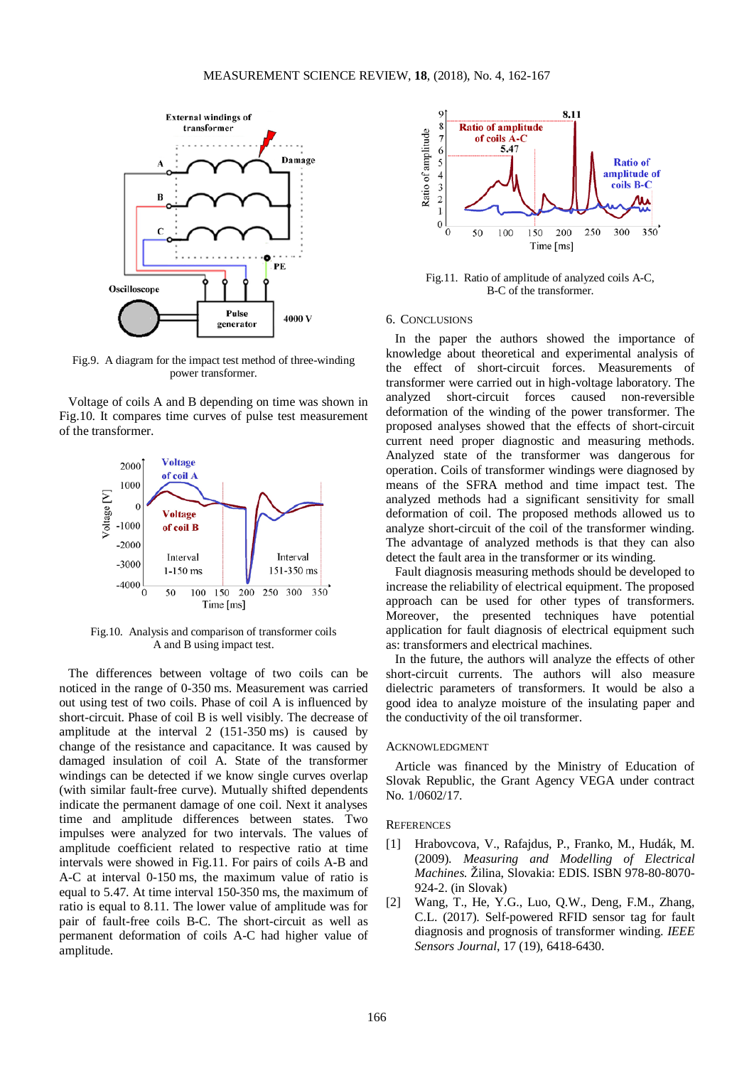Fig.9. A diagram for the impact test method of three-winding power transformer.

Voltage of coils A and B depending on time was shown in Fig.10. It compares time curves of pulse test measurement of the transformer.

Fig.10. Analysis and comparison of transformer coils A and B using impact test.

The differences between voltage of two coils can be noticed in the range of 0-350 ms. Measurement was carried out using test of two coils. Phase of coil A is influenced by short-circuit. Phase of coil B is well visibly. The decrease of amplitude at the interval 2 (151-350 ms) is caused by change of the resistance and capacitance. It was caused by damaged insulation of coil A. State of the transformer windings can be detected if we know single curves overlap (with similar fault-free curve). Mutually shifted dependents indicate the permanent damage of one coil. Next it analyses time and amplitude differences between states. Two impulses were analyzed for two intervals. The values of amplitude coefficient related to respective ratio at time intervals were showed in Fig.11. For pairs of coils A-B and A-C at interval 0-150 ms, the maximum value of ratio is equal to 5.47. At time interval 150-350 ms, the maximum of ratio is equal to 8.11. The lower value of amplitude was for pair of fault-free coils B-C. The short-circuit as well as permanent deformation of coils A-C had higher value of amplitude.

Fig.11. Ratio of amplitude of analyzed coils A-C, B-C of the transformer.

## 6. Conclusions

In the paper the authors showed the importance of knowledge about theoretical and experimental analysis of the effect of short-circuit forces. Measurements of transformer were carried out in high-voltage laboratory. The analyzed short-circuit forces caused non-reversible deformation of the winding of the power transformer. The proposed analyses showed that the effects of short-circuit current need proper diagnostic and measuring methods. Analyzed state of the transformer was dangerous for operation. Coils of transformer windings were diagnosed by means of the SFRA method and time impact test. The analyzed methods had a significant sensitivity for small deformation of coil. The proposed methods allowed us to analyze short-circuit of the coil of the transformer winding. The advantage of analyzed methods is that they can also detect the fault area in the transformer or its winding.

Fault diagnosis measuring methods should be developed to increase the reliability of electrical equipment. The proposed approach can be used for other types of transformers. Moreover, the presented techniques have potential application for fault diagnosis of electrical equipment such as: transformers and electrical machines.

In the future, the authors will analyze the effects of other short-circuit currents. The authors will also measure dielectric parameters of transformers. It would be also a good idea to analyze moisture of the insulating paper and the conductivity of the oil transformer.

## Acknowledgment

Article was financed by the Ministry of Education of Slovak Republic, the Grant Agency VEGA under contract No. 1/0602/17.

## References

[1] Hrabovcova, V., Rafajdus, P., Franko, M., Hudák, M. (2009). *Measuring and Modelling of Electrical Machines.* Žilina, Slovakia: EDIS. ISBN 978-80-8070-924-2. (in Slovak)

[2] Wang, T., He, Y.G., Luo, Q.W., Deng, F.M., Zhang, C.L. (2017). Self-powered RFID sensor tag for fault diagnosis and prognosis of transformer winding. *IEEE Sensors Journal*, 17 (19), 6418-6430.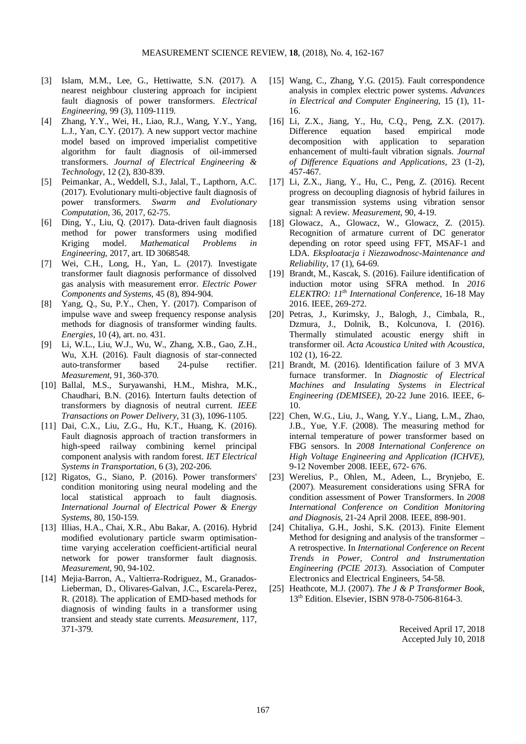[3] Islam, M.M., Lee, G., Hettiwatte, S.N. (2017). A nearest neighbour clustering approach for incipient fault diagnosis of power transformers. *Electrical Engineering*, 99 (3), 1109-1119.

[4] Zhang, Y.Y., Wei, H., Liao, R.J., Wang, Y.Y., Yang, L.J., Yan, C.Y. (2017). A new support vector machine model based on improved imperialist competitive algorithm for fault diagnosis of oil-immersed transformers. *Journal of Electrical Engineering & Technology*, 12 (2), 830-839.

[5] Peimankar, A., Weddell, S.J., Jalal, T., Lapthorn, A.C. (2017). Evolutionary multi-objective fault diagnosis of power transformers. *Swarm and Evolutionary Computation*, 36, 2017, 62-75.

[6] Ding, Y., Liu, Q. (2017). Data-driven fault diagnosis method for power transformers using modified Kriging model. *Mathematical Problems in Engineering*, 2017, art. ID 3068548.

[7] Wei, C.H., Long, H., Yan, L. (2017). Investigate transformer fault diagnosis performance of dissolved gas analysis with measurement error. *Electric Power Components and Systems*, 45 (8), 894-904.

[8] Yang, Q., Su, P.Y., Chen, Y. (2017). Comparison of impulse wave and sweep frequency response analysis methods for diagnosis of transformer winding faults. *Energies*, 10 (4), art. no. 431.

[9] Li, W.L., Liu, W.J., Wu, W., Zhang, X.B., Gao, Z.H., Wu, X.H. (2016). Fault diagnosis of star-connected auto-transformer based 24-pulse rectifier. *Measurement*, 91, 360-370.

[10] Ballal, M.S., Suryawanshi, H.M., Mishra, M.K., Chaudhari, B.N. (2016). Interturn faults detection of transformers by diagnosis of neutral current. *IEEE Transactions on Power Delivery*, 31 (3), 1096-1105.

[11] Dai, C.X., Liu, Z.G., Hu, K.T., Huang, K. (2016). Fault diagnosis approach of traction transformers in high-speed railway combining kernel principal component analysis with random forest. *IET Electrical Systems in Transportation*, 6 (3), 202-206.

[12] Rigatos, G., Siano, P. (2016). Power transformers' condition monitoring using neural modeling and the local statistical approach to fault diagnosis. *International Journal of Electrical Power & Energy Systems*, 80, 150-159.

[13] Illias, H.A., Chai, X.R., Abu Bakar, A. (2016). Hybrid modified evolutionary particle swarm optimisation-time varying acceleration coefficient-artificial neural network for power transformer fault diagnosis. *Measurement*, 90, 94-102.

[14] Mejia-Barron, A., Valtierra-Rodriguez, M., Granados-Lieberman, D., Olivares-Galvan, J.C., Escarela-Perez, R. (2018). The application of EMD-based methods for diagnosis of winding faults in a transformer using transient and steady state currents. *Measurement*, 117, 371-379.

[15] Wang, C., Zhang, Y.G. (2015). Fault correspondence analysis in complex electric power systems. *Advances in Electrical and Computer Engineering*, 15 (1), 11-16.

[16] Li, Z.X., Jiang, Y., Hu, C.Q., Peng, Z.X. (2017). Difference equation based empirical mode decomposition with application to separation enhancement of multi-fault vibration signals. *Journal of Difference Equations and Applications*, 23 (1-2), 457-467.

[17] Li, Z.X., Jiang, Y., Hu, C., Peng, Z. (2016). Recent progress on decoupling diagnosis of hybrid failures in gear transmission systems using vibration sensor signal: A review. *Measurement*, 90, 4-19.

[18] Glowacz, A., Glowacz, W., Glowacz, Z. (2015). Recognition of armature current of DC generator depending on rotor speed using FFT, MSAF-1 and LDA. *Eksploatacja i Niezawodnosc-Maintenance and Reliability*, 17 (1), 64-69.

[19] Brandt, M., Kascak, S. (2016). Failure identification of induction motor using SFRA method. In *2016 ELEKTRO: 11th International Conference*, 16-18 May 2016. IEEE, 269-272.

[20] Petras, J., Kurimsky, J., Balogh, J., Cimbala, R., Dzmura, J., Dolnik, B., Kolcunova, I. (2016). Thermally stimulated acoustic energy shift in transformer oil. *Acta Acoustica United with Acoustica*, 102 (1), 16-22.

[21] Brandt, M. (2016). Identification failure of 3 MVA furnace transformer. In *Diagnostic of Electrical Machines and Insulating Systems in Electrical Engineering (DEMISEE)*, 20-22 June 2016. IEEE, 6-10.

[22] Chen, W.G., Liu, J., Wang, Y.Y., Liang, L.M., Zhao, J.B., Yue, Y.F. (2008). The measuring method for internal temperature of power transformer based on FBG sensors. In *2008 International Conference on High Voltage Engineering and Application (ICHVE)*, 9-12 November 2008. IEEE, 672- 676.

[23] Werelius, P., Ohlen, M., Adeen, L., Brynjebo, E. (2007). Measurement considerations using SFRA for condition assessment of Power Transformers. In *2008 International Conference on Condition Monitoring and Diagnosis*, 21-24 April 2008. IEEE, 898-901.

[24] Chitaliya, G.H., Joshi, S.K. (2013). Finite Element Method for designing and analysis of the transformer – A retrospective. In *International Conference on Recent Trends in Power, Control and Instrumentation Engineering (PCIE 2013)*. Association of Computer Electronics and Electrical Engineers, 54-58.

[25] Heathcote, M.J. (2007). *The J & P Transformer Book*, 13th Edition. Elsevier, ISBN 978-0-7506-8164-3.

Received April 17, 2018
Accepted July 10, 2018